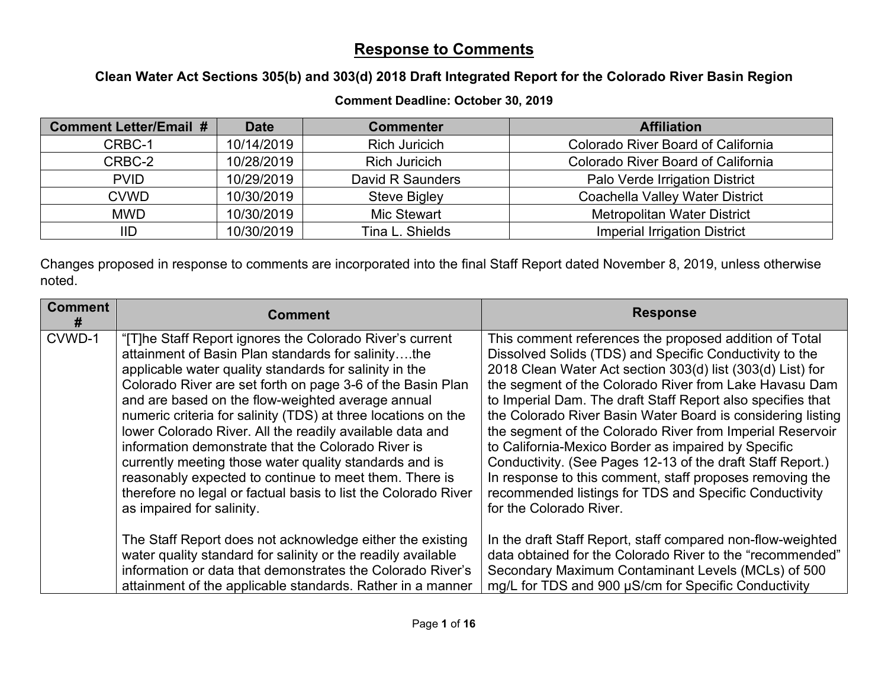# Response to Comments

## Clean Water Act Sections 305(b) and 303(d) 2018 Draft Integrated Report for the Colorado River Basin Region

**Comment Deadline: October 30, 2019**

| Comment Letter/Email # | Date | Commenter | Affiliation |
|---|---|---|---|
| CRBC-1 | 10/14/2019 | Rich Juricich | Colorado River Board of California |
| CRBC-2 | 10/28/2019 | Rich Juricich | Colorado River Board of California |
| PVID | 10/29/2019 | David R Saunders | Palo Verde Irrigation District |
| CVWD | 10/30/2019 | Steve Bigley | Coachella Valley Water District |
| MWD | 10/30/2019 | Mic Stewart | Metropolitan Water District |
| IID | 10/30/2019 | Tina L. Shields | Imperial Irrigation District |

Changes proposed in response to comments are incorporated into the final Staff Report dated November 8, 2019, unless otherwise noted.

| Comment # | Comment | Response |
|---|---|---|
| CVWD-1 | "[T]he Staff Report ignores the Colorado River's current attainment of Basin Plan standards for salinity….the applicable water quality standards for salinity in the Colorado River are set forth on page 3-6 of the Basin Plan and are based on the flow-weighted average annual numeric criteria for salinity (TDS) at three locations on the lower Colorado River. All the readily available data and information demonstrate that the Colorado River is currently meeting those water quality standards and is reasonably expected to continue to meet them. There is therefore no legal or factual basis to list the Colorado River as impaired for salinity.<br><br>The Staff Report does not acknowledge either the existing water quality standard for salinity or the readily available information or data that demonstrates the Colorado River's attainment of the applicable standards. Rather in a manner | This comment references the proposed addition of Total Dissolved Solids (TDS) and Specific Conductivity to the 2018 Clean Water Act section 303(d) list (303(d) List) for the segment of the Colorado River from Lake Havasu Dam to Imperial Dam. The draft Staff Report also specifies that the Colorado River Basin Water Board is considering listing the segment of the Colorado River from Imperial Reservoir to California-Mexico Border as impaired by Specific Conductivity. (See Pages 12-13 of the draft Staff Report.) In response to this comment, staff proposes removing the recommended listings for TDS and Specific Conductivity for the Colorado River.<br><br>In the draft Staff Report, staff compared non-flow-weighted data obtained for the Colorado River to the "recommended" Secondary Maximum Contaminant Levels (MCLs) of 500 mg/L for TDS and 900 µS/cm for Specific Conductivity |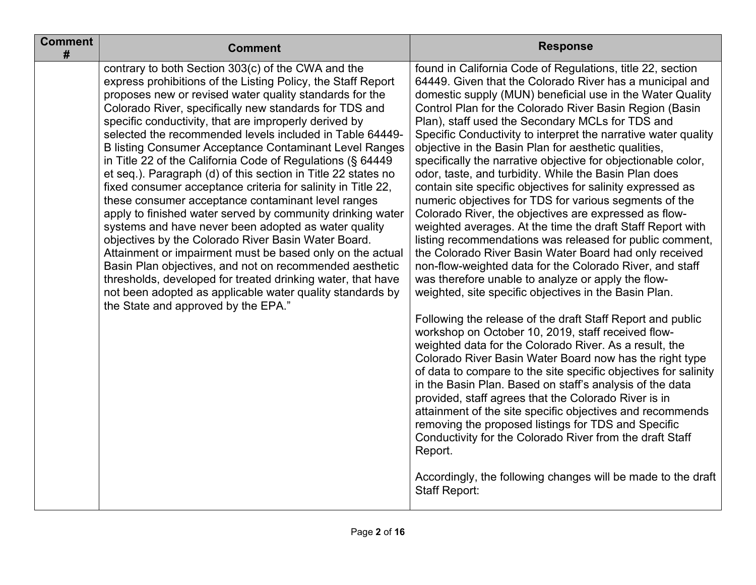| Comment # | Comment | Response |
|---|---|---|
| | contrary to both Section 303(c) of the CWA and the express prohibitions of the Listing Policy, the Staff Report proposes new or revised water quality standards for the Colorado River, specifically new standards for TDS and specific conductivity, that are improperly derived by selected the recommended levels included in Table 64449-B listing Consumer Acceptance Contaminant Level Ranges in Title 22 of the California Code of Regulations (§ 64449 et seq.). Paragraph (d) of this section in Title 22 states no fixed consumer acceptance criteria for salinity in Title 22, these consumer acceptance contaminant level ranges apply to finished water served by community drinking water systems and have never been adopted as water quality objectives by the Colorado River Basin Water Board. Attainment or impairment must be based only on the actual Basin Plan objectives, and not on recommended aesthetic thresholds, developed for treated drinking water, that have not been adopted as applicable water quality standards by the State and approved by the EPA." | found in California Code of Regulations, title 22, section 64449. Given that the Colorado River has a municipal and domestic supply (MUN) beneficial use in the Water Quality Control Plan for the Colorado River Basin Region (Basin Plan), staff used the Secondary MCLs for TDS and Specific Conductivity to interpret the narrative water quality objective in the Basin Plan for aesthetic qualities, specifically the narrative objective for objectionable color, odor, taste, and turbidity. While the Basin Plan does contain site specific objectives for salinity expressed as numeric objectives for TDS for various segments of the Colorado River, the objectives are expressed as flow-weighted averages. At the time the draft Staff Report with listing recommendations was released for public comment, the Colorado River Basin Water Board had only received non-flow-weighted data for the Colorado River, and staff was therefore unable to analyze or apply the flow-weighted, site specific objectives in the Basin Plan.<br><br>Following the release of the draft Staff Report and public workshop on October 10, 2019, staff received flow-weighted data for the Colorado River. As a result, the Colorado River Basin Water Board now has the right type of data to compare to the site specific objectives for salinity in the Basin Plan. Based on staff's analysis of the data provided, staff agrees that the Colorado River is in attainment of the site specific objectives and recommends removing the proposed listings for TDS and Specific Conductivity for the Colorado River from the draft Staff Report.<br><br>Accordingly, the following changes will be made to the draft Staff Report: |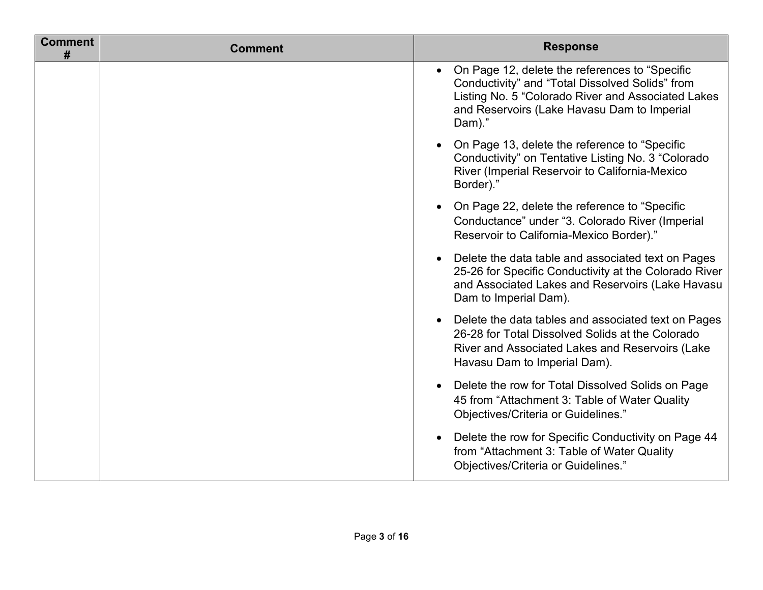| Comment # | Comment | Response |
|---|---|---|
| | | • On Page 12, delete the references to "Specific Conductivity" and "Total Dissolved Solids" from Listing No. 5 "Colorado River and Associated Lakes and Reservoirs (Lake Havasu Dam to Imperial Dam)."<br><br>• On Page 13, delete the reference to "Specific Conductivity" on Tentative Listing No. 3 "Colorado River (Imperial Reservoir to California-Mexico Border)."<br><br>• On Page 22, delete the reference to "Specific Conductance" under "3. Colorado River (Imperial Reservoir to California-Mexico Border)."<br><br>• Delete the data table and associated text on Pages 25-26 for Specific Conductivity at the Colorado River and Associated Lakes and Reservoirs (Lake Havasu Dam to Imperial Dam).<br><br>• Delete the data tables and associated text on Pages 26-28 for Total Dissolved Solids at the Colorado River and Associated Lakes and Reservoirs (Lake Havasu Dam to Imperial Dam).<br><br>• Delete the row for Total Dissolved Solids on Page 45 from "Attachment 3: Table of Water Quality Objectives/Criteria or Guidelines."<br><br>• Delete the row for Specific Conductivity on Page 44 from "Attachment 3: Table of Water Quality Objectives/Criteria or Guidelines." |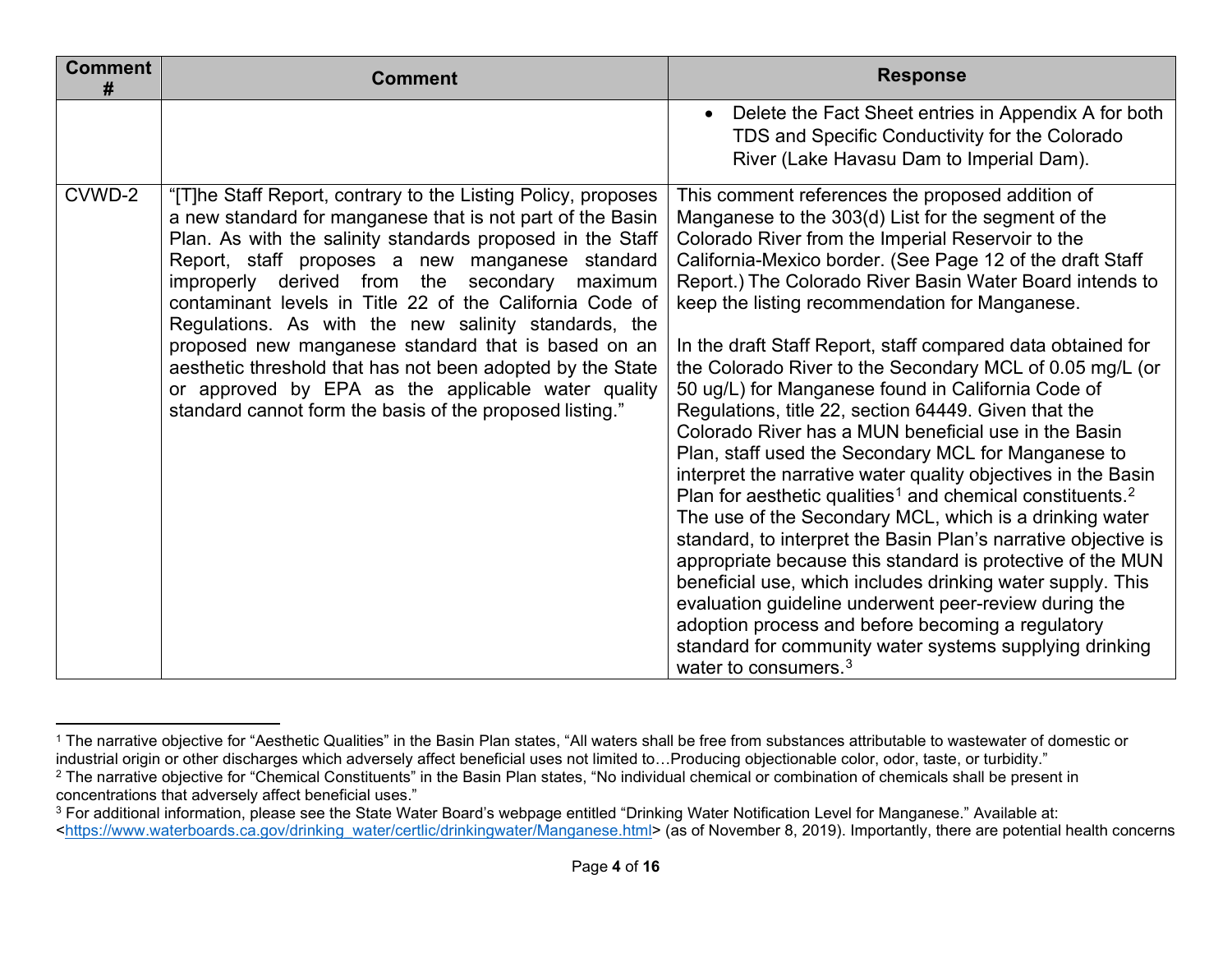| Comment # | Comment | Response |
|---|---|---|
| | | • Delete the Fact Sheet entries in Appendix A for both TDS and Specific Conductivity for the Colorado River (Lake Havasu Dam to Imperial Dam). |
| CVWD-2 | "[T]he Staff Report, contrary to the Listing Policy, proposes a new standard for manganese that is not part of the Basin Plan. As with the salinity standards proposed in the Staff Report, staff proposes a new manganese standard improperly derived from the secondary maximum contaminant levels in Title 22 of the California Code of Regulations. As with the new salinity standards, the proposed new manganese standard that is based on an aesthetic threshold that has not been adopted by the State or approved by EPA as the applicable water quality standard cannot form the basis of the proposed listing." | This comment references the proposed addition of Manganese to the 303(d) List for the segment of the Colorado River from the Imperial Reservoir to the California-Mexico border. (See Page 12 of the draft Staff Report.) The Colorado River Basin Water Board intends to keep the listing recommendation for Manganese.<br><br>In the draft Staff Report, staff compared data obtained for the Colorado River to the Secondary MCL of 0.05 mg/L (or 50 ug/L) for Manganese found in California Code of Regulations, title 22, section 64449. Given that the Colorado River has a MUN beneficial use in the Basin Plan, staff used the Secondary MCL for Manganese to interpret the narrative water quality objectives in the Basin Plan for aesthetic qualities[1] and chemical constituents.[2] The use of the Secondary MCL, which is a drinking water standard, to interpret the Basin Plan's narrative objective is appropriate because this standard is protective of the MUN beneficial use, which includes drinking water supply. This evaluation guideline underwent peer-review during the adoption process and before becoming a regulatory standard for community water systems supplying drinking water to consumers.[3] |

[1] The narrative objective for "Aesthetic Qualities" in the Basin Plan states, "All waters shall be free from substances attributable to wastewater of domestic or industrial origin or other discharges which adversely affect beneficial uses not limited to…Producing objectionable color, odor, taste, or turbidity."

[2] The narrative objective for "Chemical Constituents" in the Basin Plan states, "No individual chemical or combination of chemicals shall be present in concentrations that adversely affect beneficial uses."

[3] For additional information, please see the State Water Board's webpage entitled "Drinking Water Notification Level for Manganese." Available at: <https://www.waterboards.ca.gov/drinking_water/certlic/drinkingwater/Manganese.html> (as of November 8, 2019). Importantly, there are potential health concerns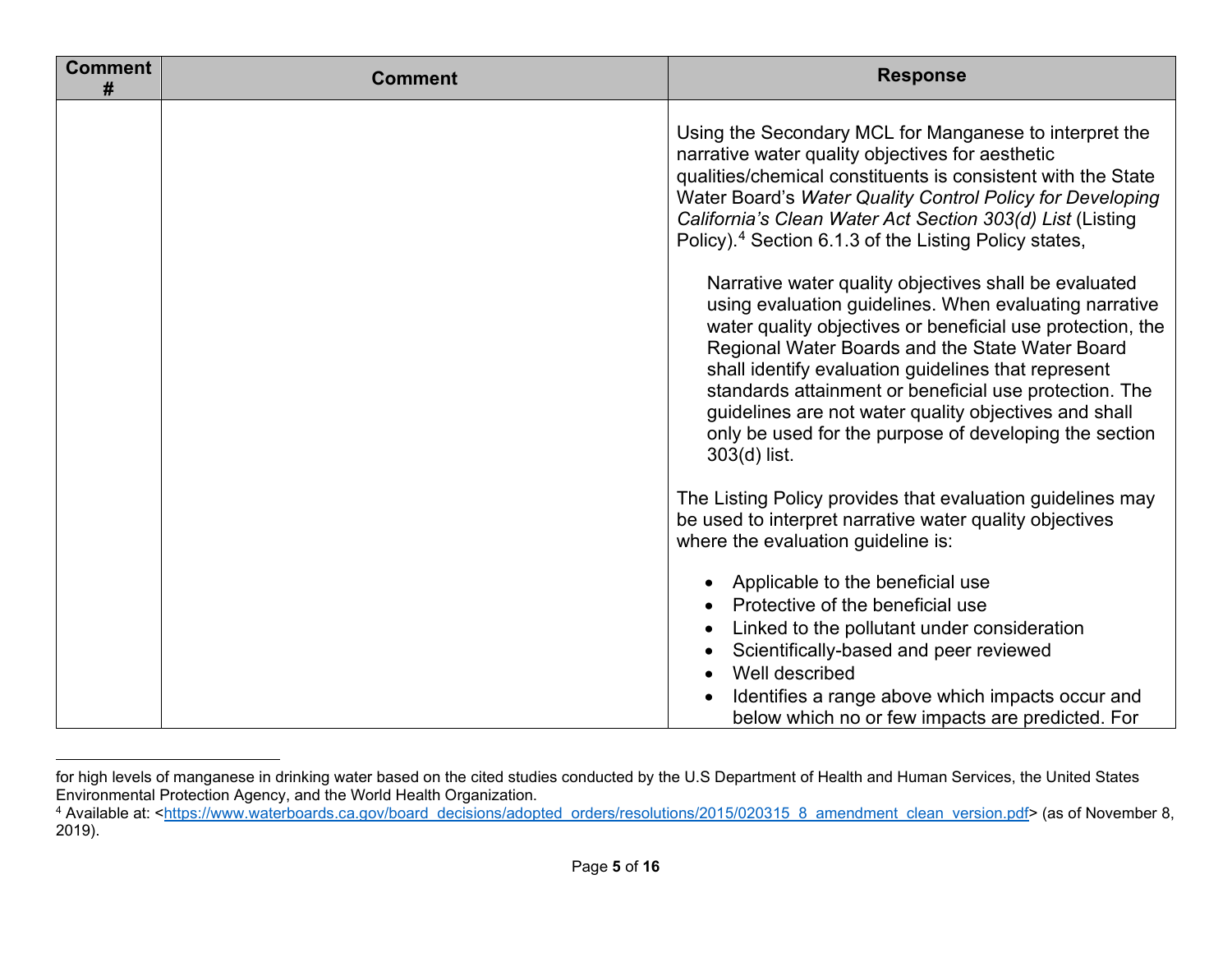| Comment # | Comment | Response |
|---|---|---|
| | | Using the Secondary MCL for Manganese to interpret the narrative water quality objectives for aesthetic qualities/chemical constituents is consistent with the State Water Board's *Water Quality Control Policy for Developing California's Clean Water Act Section 303(d) List* (Listing Policy).[4] Section 6.1.3 of the Listing Policy states,<br><br>Narrative water quality objectives shall be evaluated using evaluation guidelines. When evaluating narrative water quality objectives or beneficial use protection, the Regional Water Boards and the State Water Board shall identify evaluation guidelines that represent standards attainment or beneficial use protection. The guidelines are not water quality objectives and shall only be used for the purpose of developing the section 303(d) list.<br><br>The Listing Policy provides that evaluation guidelines may be used to interpret narrative water quality objectives where the evaluation guideline is:<br><br>• Applicable to the beneficial use<br>• Protective of the beneficial use<br>• Linked to the pollutant under consideration<br>• Scientifically-based and peer reviewed<br>• Well described<br>• Identifies a range above which impacts occur and below which no or few impacts are predicted. For |

for high levels of manganese in drinking water based on the cited studies conducted by the U.S Department of Health and Human Services, the United States Environmental Protection Agency, and the World Health Organization.

[4] Available at: <https://www.waterboards.ca.gov/board_decisions/adopted_orders/resolutions/2015/020315_8_amendment_clean_version.pdf> (as of November 8, 2019).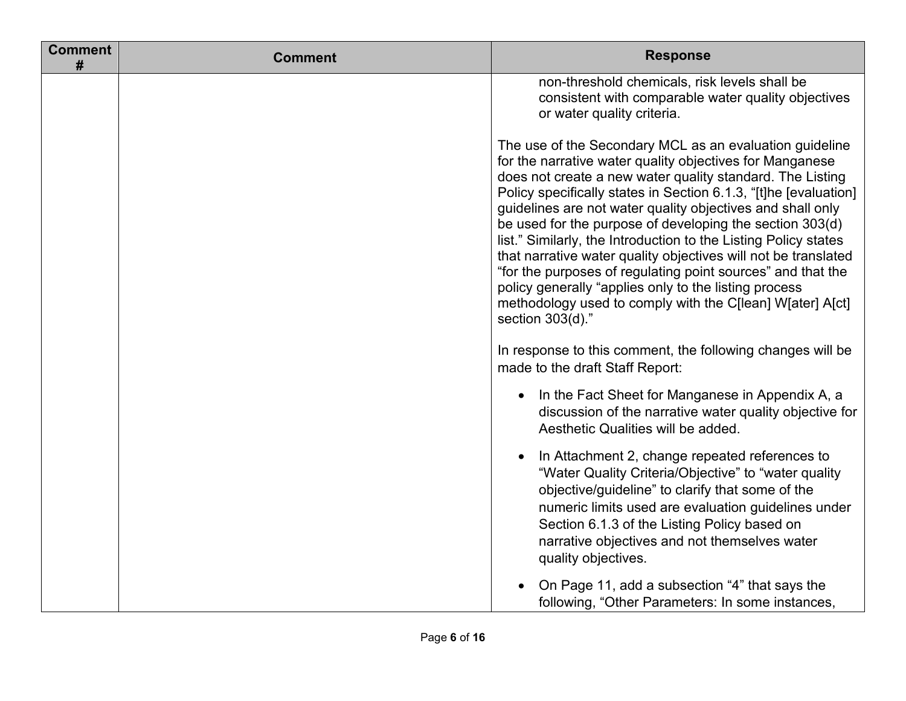| Comment # | Comment | Response |
|---|---|---|
| | | non-threshold chemicals, risk levels shall be consistent with comparable water quality objectives or water quality criteria.<br><br>The use of the Secondary MCL as an evaluation guideline for the narrative water quality objectives for Manganese does not create a new water quality standard. The Listing Policy specifically states in Section 6.1.3, "[t]he [evaluation] guidelines are not water quality objectives and shall only be used for the purpose of developing the section 303(d) list." Similarly, the Introduction to the Listing Policy states that narrative water quality objectives will not be translated "for the purposes of regulating point sources" and that the policy generally "applies only to the listing process methodology used to comply with the C[lean] W[ater] A[ct] section 303(d)."<br><br>In response to this comment, the following changes will be made to the draft Staff Report:<br><br>• In the Fact Sheet for Manganese in Appendix A, a discussion of the narrative water quality objective for Aesthetic Qualities will be added.<br><br>• In Attachment 2, change repeated references to "Water Quality Criteria/Objective" to "water quality objective/guideline" to clarify that some of the numeric limits used are evaluation guidelines under Section 6.1.3 of the Listing Policy based on narrative objectives and not themselves water quality objectives.<br><br>• On Page 11, add a subsection "4" that says the following, "Other Parameters: In some instances, |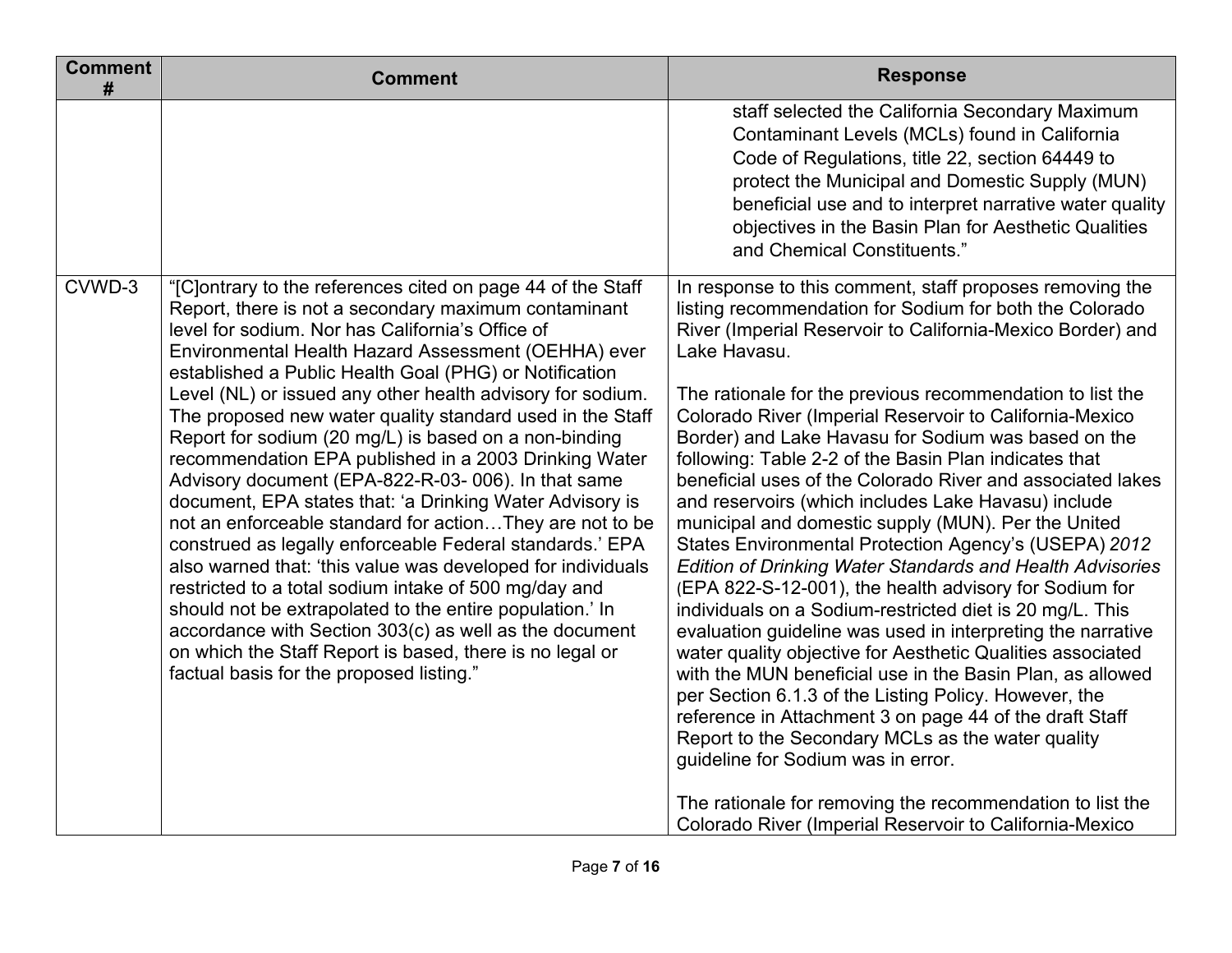| Comment # | Comment | Response |
|---|---|---|
| | | staff selected the California Secondary Maximum Contaminant Levels (MCLs) found in California Code of Regulations, title 22, section 64449 to protect the Municipal and Domestic Supply (MUN) beneficial use and to interpret narrative water quality objectives in the Basin Plan for Aesthetic Qualities and Chemical Constituents." |
| CVWD-3 | "[C]ontrary to the references cited on page 44 of the Staff Report, there is not a secondary maximum contaminant level for sodium. Nor has California's Office of Environmental Health Hazard Assessment (OEHHA) ever established a Public Health Goal (PHG) or Notification Level (NL) or issued any other health advisory for sodium. The proposed new water quality standard used in the Staff Report for sodium (20 mg/L) is based on a non-binding recommendation EPA published in a 2003 Drinking Water Advisory document (EPA-822-R-03- 006). In that same document, EPA states that: 'a Drinking Water Advisory is not an enforceable standard for action…They are not to be construed as legally enforceable Federal standards.' EPA also warned that: 'this value was developed for individuals restricted to a total sodium intake of 500 mg/day and should not be extrapolated to the entire population.' In accordance with Section 303(c) as well as the document on which the Staff Report is based, there is no legal or factual basis for the proposed listing." | In response to this comment, staff proposes removing the listing recommendation for Sodium for both the Colorado River (Imperial Reservoir to California-Mexico Border) and Lake Havasu.<br><br>The rationale for the previous recommendation to list the Colorado River (Imperial Reservoir to California-Mexico Border) and Lake Havasu for Sodium was based on the following: Table 2-2 of the Basin Plan indicates that beneficial uses of the Colorado River and associated lakes and reservoirs (which includes Lake Havasu) include municipal and domestic supply (MUN). Per the United States Environmental Protection Agency's (USEPA) *2012 Edition of Drinking Water Standards and Health Advisories* (EPA 822-S-12-001), the health advisory for Sodium for individuals on a Sodium-restricted diet is 20 mg/L. This evaluation guideline was used in interpreting the narrative water quality objective for Aesthetic Qualities associated with the MUN beneficial use in the Basin Plan, as allowed per Section 6.1.3 of the Listing Policy. However, the reference in Attachment 3 on page 44 of the draft Staff Report to the Secondary MCLs as the water quality guideline for Sodium was in error.<br><br>The rationale for removing the recommendation to list the Colorado River (Imperial Reservoir to California-Mexico |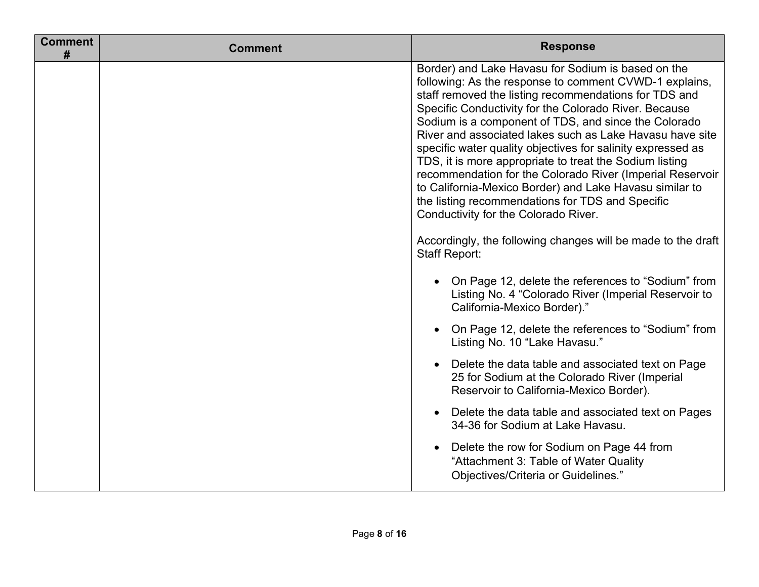| Comment # | Comment | Response |
|---|---|---|
| | | Border) and Lake Havasu for Sodium is based on the following: As the response to comment CVWD-1 explains, staff removed the listing recommendations for TDS and Specific Conductivity for the Colorado River. Because Sodium is a component of TDS, and since the Colorado River and associated lakes such as Lake Havasu have site specific water quality objectives for salinity expressed as TDS, it is more appropriate to treat the Sodium listing recommendation for the Colorado River (Imperial Reservoir to California-Mexico Border) and Lake Havasu similar to the listing recommendations for TDS and Specific Conductivity for the Colorado River.<br><br>Accordingly, the following changes will be made to the draft Staff Report:<br><br>• On Page 12, delete the references to "Sodium" from Listing No. 4 "Colorado River (Imperial Reservoir to California-Mexico Border)."<br>• On Page 12, delete the references to "Sodium" from Listing No. 10 "Lake Havasu."<br>• Delete the data table and associated text on Page 25 for Sodium at the Colorado River (Imperial Reservoir to California-Mexico Border).<br>• Delete the data table and associated text on Pages 34-36 for Sodium at Lake Havasu.<br>• Delete the row for Sodium on Page 44 from "Attachment 3: Table of Water Quality Objectives/Criteria or Guidelines." |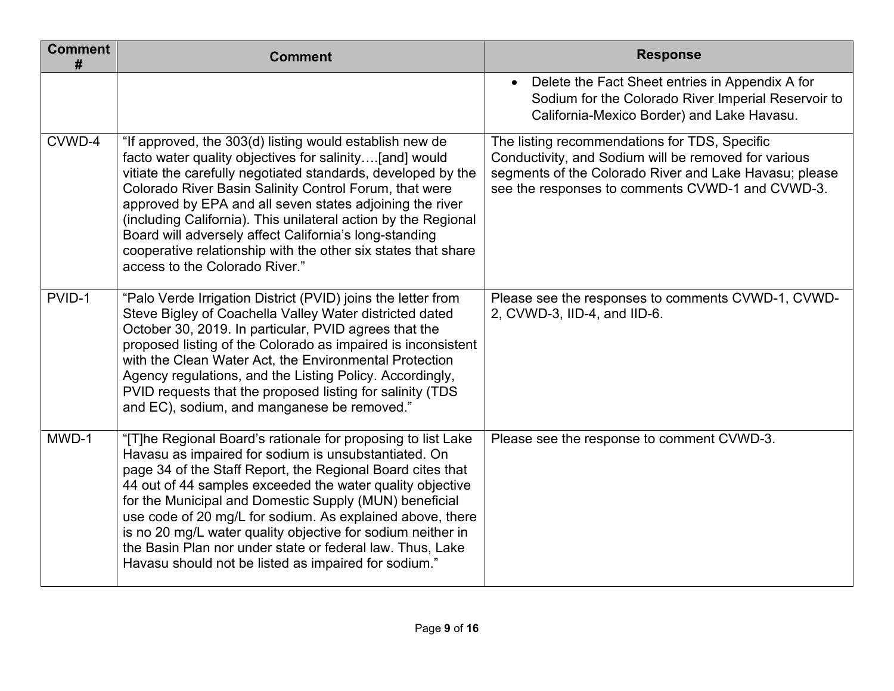| Comment # | Comment | Response |
|---|---|---|
| | | • Delete the Fact Sheet entries in Appendix A for Sodium for the Colorado River Imperial Reservoir to California-Mexico Border) and Lake Havasu. |
| CVWD-4 | "If approved, the 303(d) listing would establish new de facto water quality objectives for salinity….[and] would vitiate the carefully negotiated standards, developed by the Colorado River Basin Salinity Control Forum, that were approved by EPA and all seven states adjoining the river (including California). This unilateral action by the Regional Board will adversely affect California's long-standing cooperative relationship with the other six states that share access to the Colorado River." | The listing recommendations for TDS, Specific Conductivity, and Sodium will be removed for various segments of the Colorado River and Lake Havasu; please see the responses to comments CVWD-1 and CVWD-3. |
| PVID-1 | "Palo Verde Irrigation District (PVID) joins the letter from Steve Bigley of Coachella Valley Water districted dated October 30, 2019. In particular, PVID agrees that the proposed listing of the Colorado as impaired is inconsistent with the Clean Water Act, the Environmental Protection Agency regulations, and the Listing Policy. Accordingly, PVID requests that the proposed listing for salinity (TDS and EC), sodium, and manganese be removed." | Please see the responses to comments CVWD-1, CVWD-2, CVWD-3, IID-4, and IID-6. |
| MWD-1 | "[T]he Regional Board's rationale for proposing to list Lake Havasu as impaired for sodium is unsubstantiated. On page 34 of the Staff Report, the Regional Board cites that 44 out of 44 samples exceeded the water quality objective for the Municipal and Domestic Supply (MUN) beneficial use code of 20 mg/L for sodium. As explained above, there is no 20 mg/L water quality objective for sodium neither in the Basin Plan nor under state or federal law. Thus, Lake Havasu should not be listed as impaired for sodium." | Please see the response to comment CVWD-3. |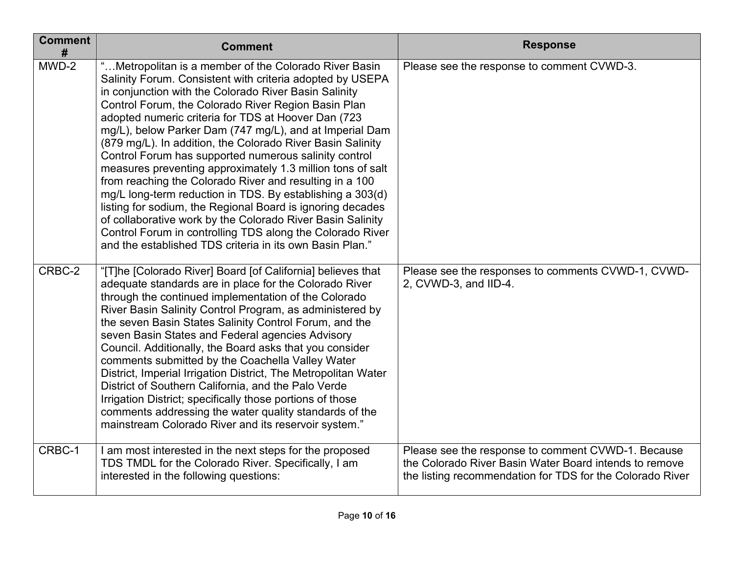| Comment # | Comment | Response |
|---|---|---|
| MWD-2 | "…Metropolitan is a member of the Colorado River Basin Salinity Forum. Consistent with criteria adopted by USEPA in conjunction with the Colorado River Basin Salinity Control Forum, the Colorado River Region Basin Plan adopted numeric criteria for TDS at Hoover Dan (723 mg/L), below Parker Dam (747 mg/L), and at Imperial Dam (879 mg/L). In addition, the Colorado River Basin Salinity Control Forum has supported numerous salinity control measures preventing approximately 1.3 million tons of salt from reaching the Colorado River and resulting in a 100 mg/L long-term reduction in TDS. By establishing a 303(d) listing for sodium, the Regional Board is ignoring decades of collaborative work by the Colorado River Basin Salinity Control Forum in controlling TDS along the Colorado River and the established TDS criteria in its own Basin Plan." | Please see the response to comment CVWD-3. |
| CRBC-2 | "[T]he [Colorado River] Board [of California] believes that adequate standards are in place for the Colorado River through the continued implementation of the Colorado River Basin Salinity Control Program, as administered by the seven Basin States Salinity Control Forum, and the seven Basin States and Federal agencies Advisory Council. Additionally, the Board asks that you consider comments submitted by the Coachella Valley Water District, Imperial Irrigation District, The Metropolitan Water District of Southern California, and the Palo Verde Irrigation District; specifically those portions of those comments addressing the water quality standards of the mainstream Colorado River and its reservoir system." | Please see the responses to comments CVWD-1, CVWD-2, CVWD-3, and IID-4. |
| CRBC-1 | I am most interested in the next steps for the proposed TDS TMDL for the Colorado River. Specifically, I am interested in the following questions: | Please see the response to comment CVWD-1. Because the Colorado River Basin Water Board intends to remove the listing recommendation for TDS for the Colorado River |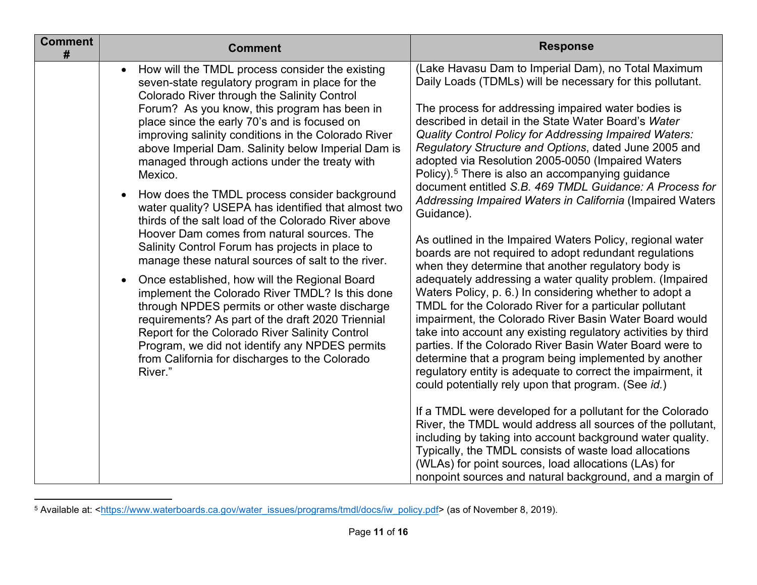| Comment # | Comment | Response |
|---|---|---|
| | • How will the TMDL process consider the existing seven-state regulatory program in place for the Colorado River through the Salinity Control Forum? As you know, this program has been in place since the early 70's and is focused on improving salinity conditions in the Colorado River above Imperial Dam. Salinity below Imperial Dam is managed through actions under the treaty with Mexico.<br><br>• How does the TMDL process consider background water quality? USEPA has identified that almost two thirds of the salt load of the Colorado River above Hoover Dam comes from natural sources. The Salinity Control Forum has projects in place to manage these natural sources of salt to the river.<br><br>• Once established, how will the Regional Board implement the Colorado River TMDL? Is this done through NPDES permits or other waste discharge requirements? As part of the draft 2020 Triennial Report for the Colorado River Salinity Control Program, we did not identify any NPDES permits from California for discharges to the Colorado River." | (Lake Havasu Dam to Imperial Dam), no Total Maximum Daily Loads (TDMLs) will be necessary for this pollutant.<br><br>The process for addressing impaired water bodies is described in detail in the State Water Board's *Water Quality Control Policy for Addressing Impaired Waters: Regulatory Structure and Options*, dated June 2005 and adopted via Resolution 2005-0050 (Impaired Waters Policy).[5] There is also an accompanying guidance document entitled *S.B. 469 TMDL Guidance: A Process for Addressing Impaired Waters in California* (Impaired Waters Guidance).<br><br>As outlined in the Impaired Waters Policy, regional water boards are not required to adopt redundant regulations when they determine that another regulatory body is adequately addressing a water quality problem. (Impaired Waters Policy, p. 6.) In considering whether to adopt a TMDL for the Colorado River for a particular pollutant impairment, the Colorado River Basin Water Board would take into account any existing regulatory activities by third parties. If the Colorado River Basin Water Board were to determine that a program being implemented by another regulatory entity is adequate to correct the impairment, it could potentially rely upon that program. (See *id.*)<br><br>If a TMDL were developed for a pollutant for the Colorado River, the TMDL would address all sources of the pollutant, including by taking into account background water quality. Typically, the TMDL consists of waste load allocations (WLAs) for point sources, load allocations (LAs) for nonpoint sources and natural background, and a margin of |

[5] Available at: <https://www.waterboards.ca.gov/water_issues/programs/tmdl/docs/iw_policy.pdf> (as of November 8, 2019).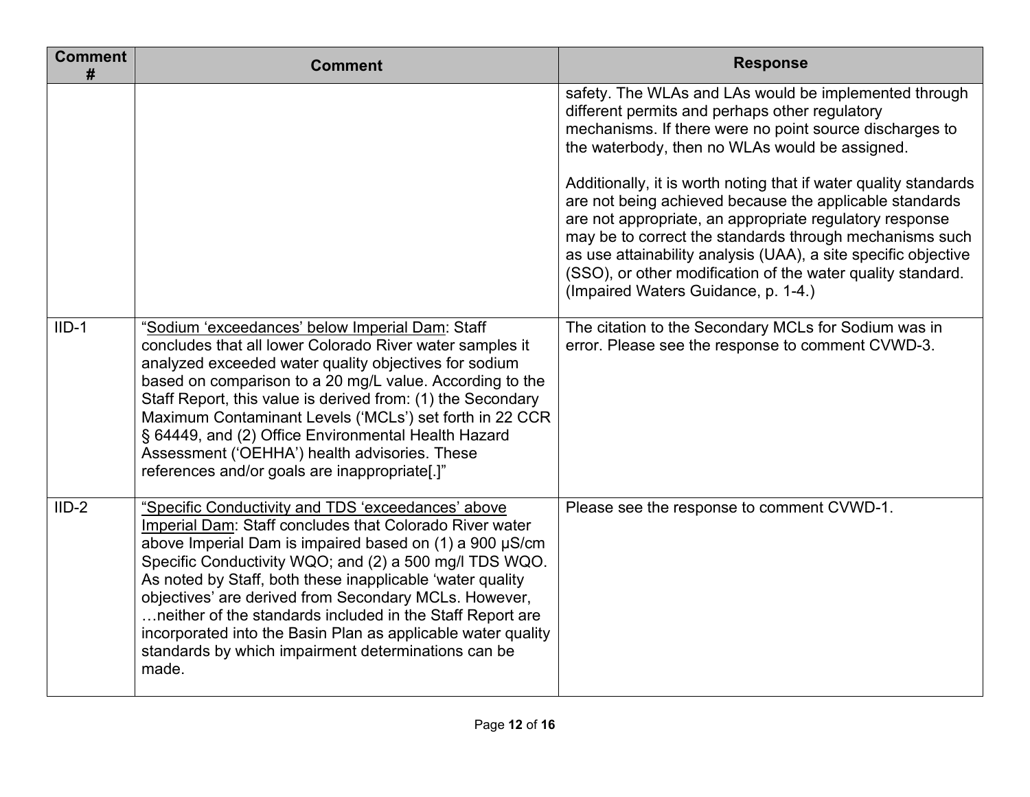| Comment # | Comment | Response |
|---|---|---|
| | | safety. The WLAs and LAs would be implemented through different permits and perhaps other regulatory mechanisms. If there were no point source discharges to the waterbody, then no WLAs would be assigned.<br><br>Additionally, it is worth noting that if water quality standards are not being achieved because the applicable standards are not appropriate, an appropriate regulatory response may be to correct the standards through mechanisms such as use attainability analysis (UAA), a site specific objective (SSO), or other modification of the water quality standard. (Impaired Waters Guidance, p. 1-4.) |
| IID-1 | "<u>Sodium 'exceedances' below Imperial Dam</u>: Staff concludes that all lower Colorado River water samples it analyzed exceeded water quality objectives for sodium based on comparison to a 20 mg/L value. According to the Staff Report, this value is derived from: (1) the Secondary Maximum Contaminant Levels ('MCLs') set forth in 22 CCR § 64449, and (2) Office Environmental Health Hazard Assessment ('OEHHA') health advisories. These references and/or goals are inappropriate[.]" | The citation to the Secondary MCLs for Sodium was in error. Please see the response to comment CVWD-3. |
| IID-2 | "<u>Specific Conductivity and TDS 'exceedances' above Imperial Dam</u>: Staff concludes that Colorado River water above Imperial Dam is impaired based on (1) a 900 μS/cm Specific Conductivity WQO; and (2) a 500 mg/l TDS WQO. As noted by Staff, both these inapplicable 'water quality objectives' are derived from Secondary MCLs. However, …neither of the standards included in the Staff Report are incorporated into the Basin Plan as applicable water quality standards by which impairment determinations can be made. | Please see the response to comment CVWD-1. |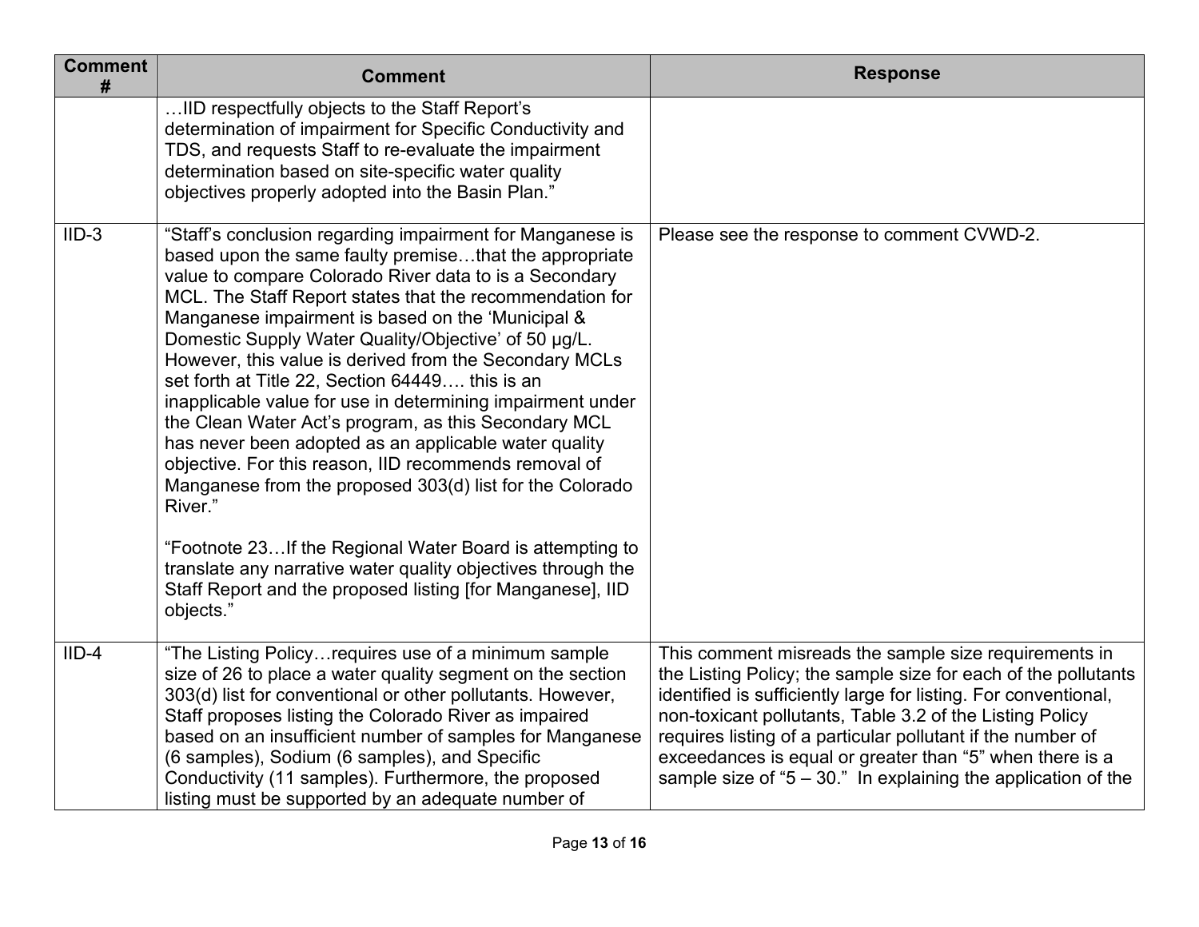| Comment # | Comment | Response |
|---|---|---|
| | …IID respectfully objects to the Staff Report's determination of impairment for Specific Conductivity and TDS, and requests Staff to re-evaluate the impairment determination based on site-specific water quality objectives properly adopted into the Basin Plan." | |
| IID-3 | "Staff's conclusion regarding impairment for Manganese is based upon the same faulty premise…that the appropriate value to compare Colorado River data to is a Secondary MCL. The Staff Report states that the recommendation for Manganese impairment is based on the 'Municipal & Domestic Supply Water Quality/Objective' of 50 µg/L. However, this value is derived from the Secondary MCLs set forth at Title 22, Section 64449…. this is an inapplicable value for use in determining impairment under the Clean Water Act's program, as this Secondary MCL has never been adopted as an applicable water quality objective. For this reason, IID recommends removal of Manganese from the proposed 303(d) list for the Colorado River."<br><br>"Footnote 23…If the Regional Water Board is attempting to translate any narrative water quality objectives through the Staff Report and the proposed listing [for Manganese], IID objects." | Please see the response to comment CVWD-2. |
| IID-4 | "The Listing Policy…requires use of a minimum sample size of 26 to place a water quality segment on the section 303(d) list for conventional or other pollutants. However, Staff proposes listing the Colorado River as impaired based on an insufficient number of samples for Manganese (6 samples), Sodium (6 samples), and Specific Conductivity (11 samples). Furthermore, the proposed listing must be supported by an adequate number of | This comment misreads the sample size requirements in the Listing Policy; the sample size for each of the pollutants identified is sufficiently large for listing. For conventional, non-toxicant pollutants, Table 3.2 of the Listing Policy requires listing of a particular pollutant if the number of exceedances is equal or greater than "5" when there is a sample size of "5 – 30." In explaining the application of the |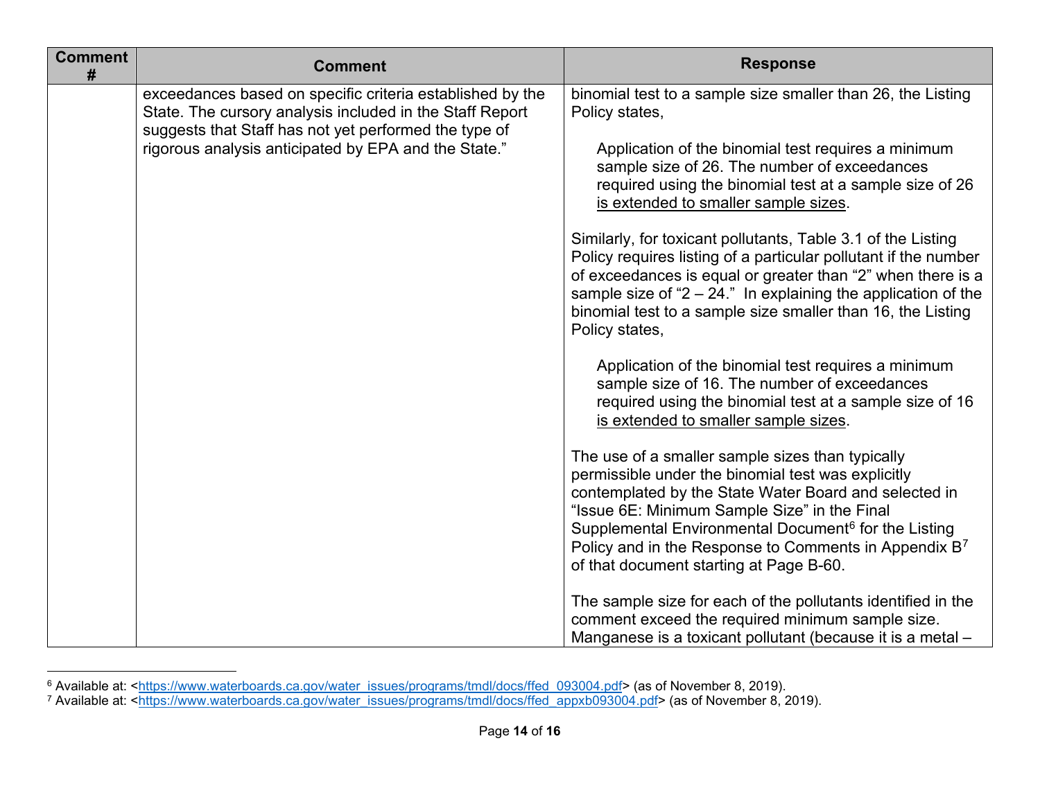| Comment # | Comment | Response |
| --- | --- | --- |
| | exceedances based on specific criteria established by the State. The cursory analysis included in the Staff Report suggests that Staff has not yet performed the type of rigorous analysis anticipated by EPA and the State.” | binomial test to a sample size smaller than 26, the Listing Policy states,<br><br>Application of the binomial test requires a minimum sample size of 26. The number of exceedances required using the binomial test at a sample size of 26 <u>is extended to smaller sample sizes</u>.<br><br>Similarly, for toxicant pollutants, Table 3.1 of the Listing Policy requires listing of a particular pollutant if the number of exceedances is equal or greater than “2” when there is a sample size of “2 – 24.” In explaining the application of the binomial test to a sample size smaller than 16, the Listing Policy states,<br><br>Application of the binomial test requires a minimum sample size of 16. The number of exceedances required using the binomial test at a sample size of 16 <u>is extended to smaller sample sizes</u>.<br><br>The use of a smaller sample sizes than typically permissible under the binomial test was explicitly contemplated by the State Water Board and selected in “Issue 6E: Minimum Sample Size” in the Final Supplemental Environmental Document[6] for the Listing Policy and in the Response to Comments in Appendix B[7] of that document starting at Page B-60.<br><br>The sample size for each of the pollutants identified in the comment exceed the required minimum sample size. Manganese is a toxicant pollutant (because it is a metal – |

[6] Available at: <https://www.waterboards.ca.gov/water_issues/programs/tmdl/docs/ffed_093004.pdf> (as of November 8, 2019).

[7] Available at: <https://www.waterboards.ca.gov/water_issues/programs/tmdl/docs/ffed_appxb093004.pdf> (as of November 8, 2019).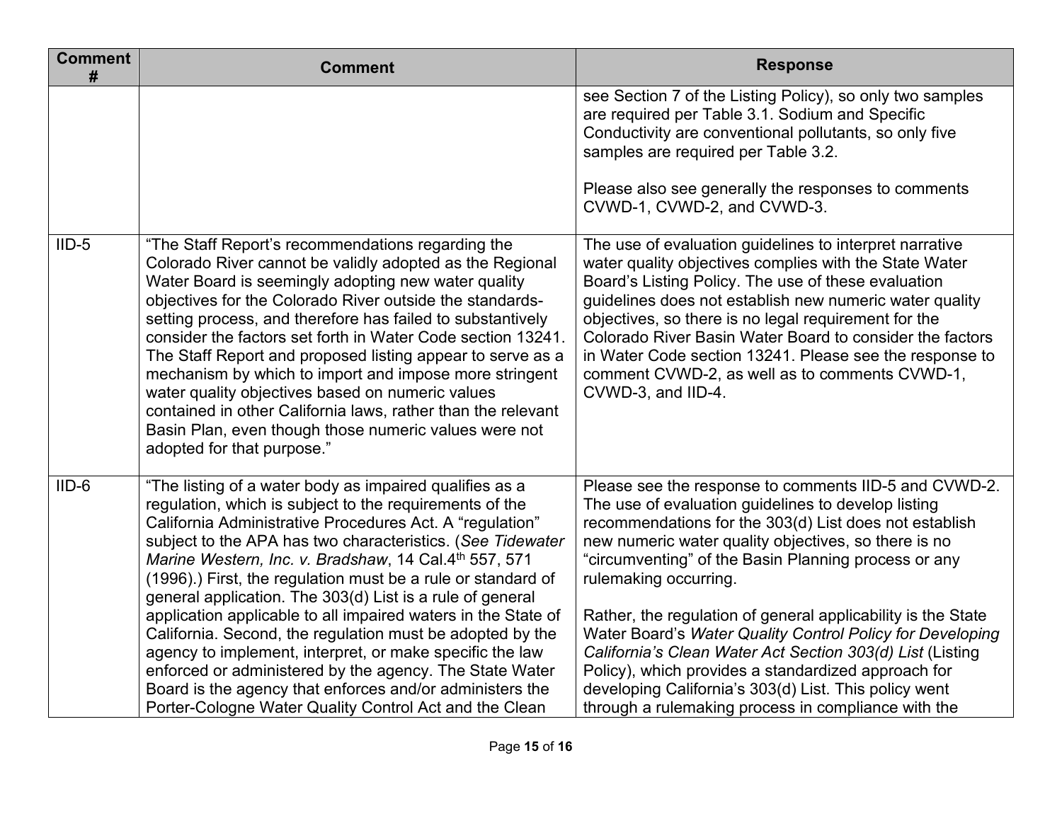| Comment # | Comment | Response |
|---|---|---|
| | | see Section 7 of the Listing Policy), so only two samples are required per Table 3.1. Sodium and Specific Conductivity are conventional pollutants, so only five samples are required per Table 3.2.<br><br>Please also see generally the responses to comments CVWD-1, CVWD-2, and CVWD-3. |
| IID-5 | "The Staff Report's recommendations regarding the Colorado River cannot be validly adopted as the Regional Water Board is seemingly adopting new water quality objectives for the Colorado River outside the standards-setting process, and therefore has failed to substantively consider the factors set forth in Water Code section 13241. The Staff Report and proposed listing appear to serve as a mechanism by which to import and impose more stringent water quality objectives based on numeric values contained in other California laws, rather than the relevant Basin Plan, even though those numeric values were not adopted for that purpose." | The use of evaluation guidelines to interpret narrative water quality objectives complies with the State Water Board's Listing Policy. The use of these evaluation guidelines does not establish new numeric water quality objectives, so there is no legal requirement for the Colorado River Basin Water Board to consider the factors in Water Code section 13241. Please see the response to comment CVWD-2, as well as to comments CVWD-1, CVWD-3, and IID-4. |
| IID-6 | "The listing of a water body as impaired qualifies as a regulation, which is subject to the requirements of the California Administrative Procedures Act. A "regulation" subject to the APA has two characteristics. (*See Tidewater Marine Western, Inc. v. Bradshaw*, 14 Cal.4th 557, 571 (1996).) First, the regulation must be a rule or standard of general application. The 303(d) List is a rule of general application applicable to all impaired waters in the State of California. Second, the regulation must be adopted by the agency to implement, interpret, or make specific the law enforced or administered by the agency. The State Water Board is the agency that enforces and/or administers the Porter-Cologne Water Quality Control Act and the Clean | Please see the response to comments IID-5 and CVWD-2. The use of evaluation guidelines to develop listing recommendations for the 303(d) List does not establish new numeric water quality objectives, so there is no "circumventing" of the Basin Planning process or any rulemaking occurring.<br><br>Rather, the regulation of general applicability is the State Water Board's *Water Quality Control Policy for Developing California's Clean Water Act Section 303(d) List* (Listing Policy), which provides a standardized approach for developing California's 303(d) List. This policy went through a rulemaking process in compliance with the |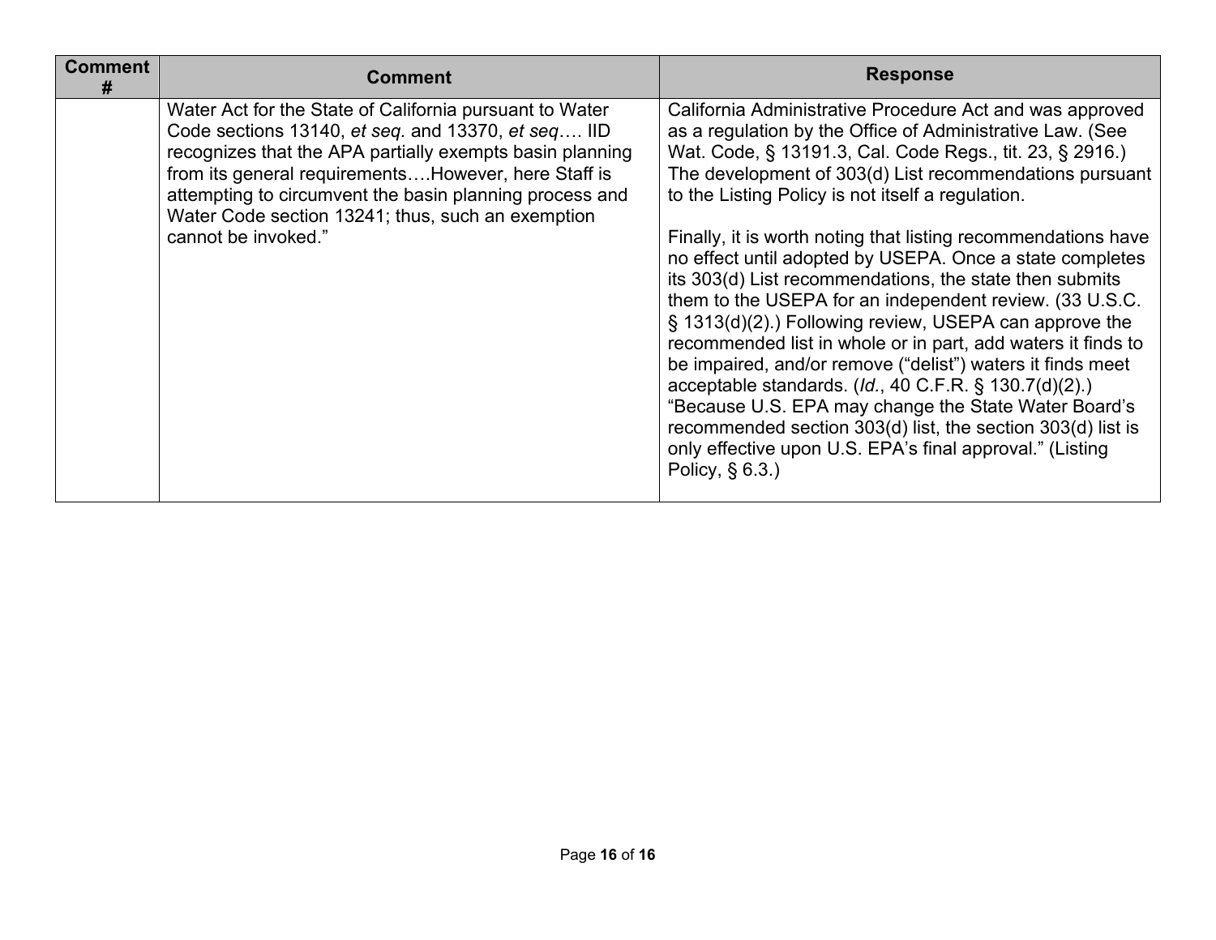| Comment # | Comment | Response |
| --- | --- | --- |
| | Water Act for the State of California pursuant to Water Code sections 13140, *et seq.* and 13370, *et seq*…. IID recognizes that the APA partially exempts basin planning from its general requirements….However, here Staff is attempting to circumvent the basin planning process and Water Code section 13241; thus, such an exemption cannot be invoked.” | California Administrative Procedure Act and was approved as a regulation by the Office of Administrative Law. (See Wat. Code, § 13191.3, Cal. Code Regs., tit. 23, § 2916.) The development of 303(d) List recommendations pursuant to the Listing Policy is not itself a regulation.<br><br>Finally, it is worth noting that listing recommendations have no effect until adopted by USEPA. Once a state completes its 303(d) List recommendations, the state then submits them to the USEPA for an independent review. (33 U.S.C. § 1313(d)(2).) Following review, USEPA can approve the recommended list in whole or in part, add waters it finds to be impaired, and/or remove (“delist”) waters it finds meet acceptable standards. (*Id.*, 40 C.F.R. § 130.7(d)(2).) “Because U.S. EPA may change the State Water Board’s recommended section 303(d) list, the section 303(d) list is only effective upon U.S. EPA’s final approval.” (Listing Policy, § 6.3.) |